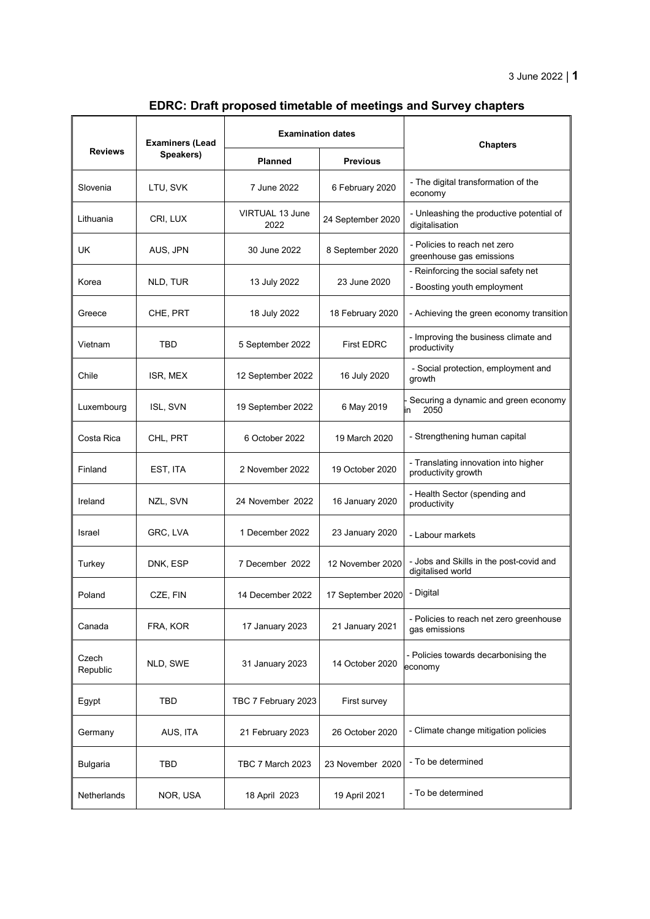# EDRC: Draft proposed timetable of meetings and Survey chapters

| Reviews | Examiners (Lead Speakers) | Examination dates | | Chapters |
|---|---|---|---|---|
| | | Planned | Previous | |
| Slovenia | LTU, SVK | 7 June 2022 | 6 February 2020 | - The digital transformation of the economy |
| Lithuania | CRI, LUX | VIRTUAL 13 June 2022 | 24 September 2020 | - Unleashing the productive potential of digitalisation |
| UK | AUS, JPN | 30 June 2022 | 8 September 2020 | - Policies to reach net zero greenhouse gas emissions |
| Korea | NLD, TUR | 13 July 2022 | 23 June 2020 | - Reinforcing the social safety net<br>- Boosting youth employment |
| Greece | CHE, PRT | 18 July 2022 | 18 February 2020 | - Achieving the green economy transition |
| Vietnam | TBD | 5 September 2022 | First EDRC | - Improving the business climate and productivity |
| Chile | ISR, MEX | 12 September 2022 | 16 July 2020 | - Social protection, employment and growth |
| Luxembourg | ISL, SVN | 19 September 2022 | 6 May 2019 | - Securing a dynamic and green economy in 2050 |
| Costa Rica | CHL, PRT | 6 October 2022 | 19 March 2020 | - Strengthening human capital |
| Finland | EST, ITA | 2 November 2022 | 19 October 2020 | - Translating innovation into higher productivity growth |
| Ireland | NZL, SVN | 24 November 2022 | 16 January 2020 | - Health Sector (spending and productivity |
| Israel | GRC, LVA | 1 December 2022 | 23 January 2020 | - Labour markets |
| Turkey | DNK, ESP | 7 December 2022 | 12 November 2020 | - Jobs and Skills in the post-covid and digitalised world |
| Poland | CZE, FIN | 14 December 2022 | 17 September 2020 | - Digital |
| Canada | FRA, KOR | 17 January 2023 | 21 January 2021 | - Policies to reach net zero greenhouse gas emissions |
| Czech Republic | NLD, SWE | 31 January 2023 | 14 October 2020 | - Policies towards decarbonising the economy |
| Egypt | TBD | TBC 7 February 2023 | First survey | |
| Germany | AUS, ITA | 21 February 2023 | 26 October 2020 | - Climate change mitigation policies |
| Bulgaria | TBD | TBC 7 March 2023 | 23 November 2020 | - To be determined |
| Netherlands | NOR, USA | 18 April 2023 | 19 April 2021 | - To be determined |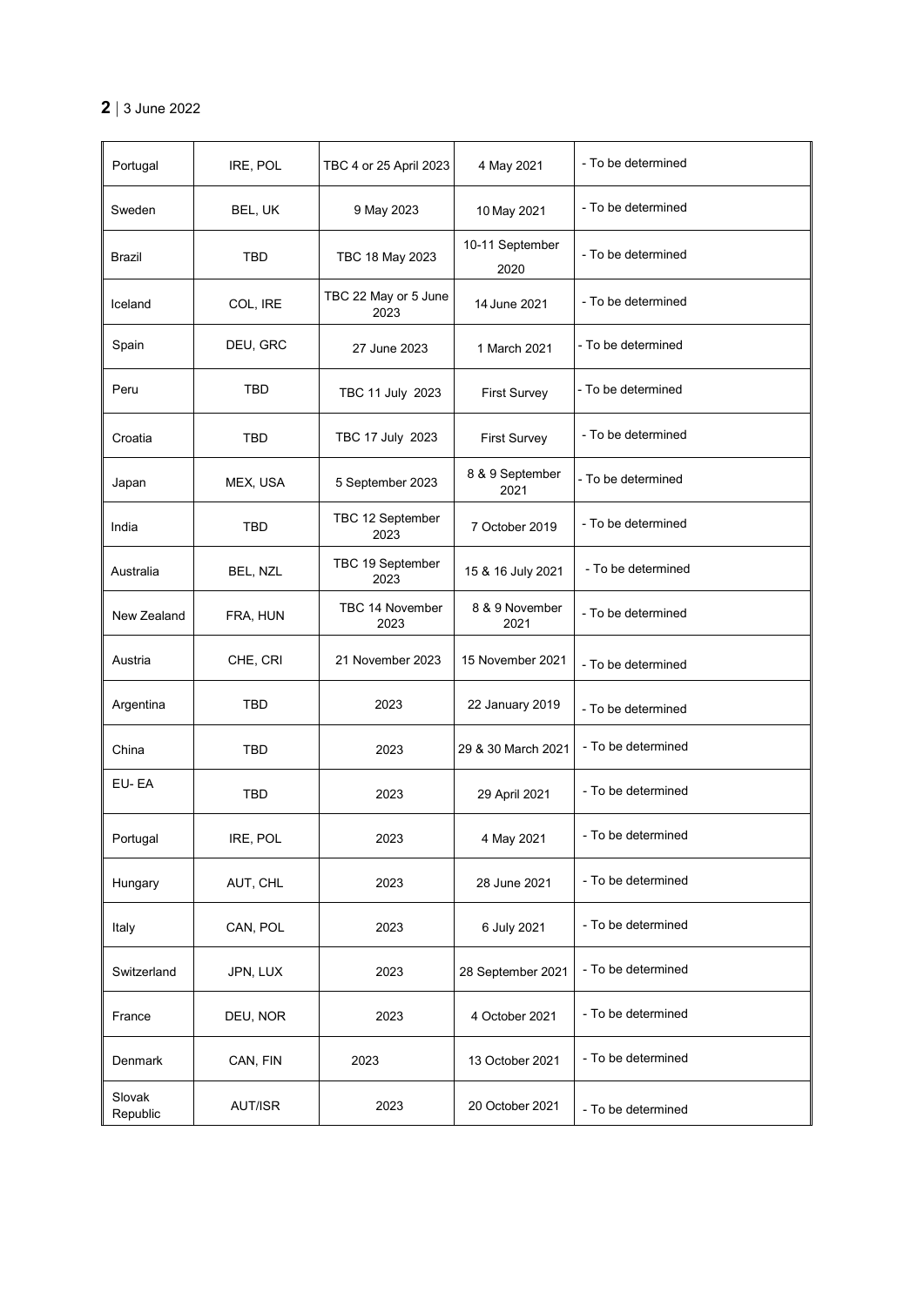| Portugal | IRE, POL | TBC 4 or 25 April 2023 | 4 May 2021 | - To be determined |
|---|---|---|---|---|
| Sweden | BEL, UK | 9 May 2023 | 10 May 2021 | - To be determined |
| Brazil | TBD | TBC 18 May 2023 | 10-11 September 2020 | - To be determined |
| Iceland | COL, IRE | TBC 22 May or 5 June 2023 | 14 June 2021 | - To be determined |
| Spain | DEU, GRC | 27 June 2023 | 1 March 2021 | - To be determined |
| Peru | TBD | TBC 11 July 2023 | First Survey | - To be determined |
| Croatia | TBD | TBC 17 July 2023 | First Survey | - To be determined |
| Japan | MEX, USA | 5 September 2023 | 8 & 9 September 2021 | - To be determined |
| India | TBD | TBC 12 September 2023 | 7 October 2019 | - To be determined |
| Australia | BEL, NZL | TBC 19 September 2023 | 15 & 16 July 2021 | - To be determined |
| New Zealand | FRA, HUN | TBC 14 November 2023 | 8 & 9 November 2021 | - To be determined |
| Austria | CHE, CRI | 21 November 2023 | 15 November 2021 | - To be determined |
| Argentina | TBD | 2023 | 22 January 2019 | - To be determined |
| China | TBD | 2023 | 29 & 30 March 2021 | - To be determined |
| EU- EA | TBD | 2023 | 29 April 2021 | - To be determined |
| Portugal | IRE, POL | 2023 | 4 May 2021 | - To be determined |
| Hungary | AUT, CHL | 2023 | 28 June 2021 | - To be determined |
| Italy | CAN, POL | 2023 | 6 July 2021 | - To be determined |
| Switzerland | JPN, LUX | 2023 | 28 September 2021 | - To be determined |
| France | DEU, NOR | 2023 | 4 October 2021 | - To be determined |
| Denmark | CAN, FIN | 2023 | 13 October 2021 | - To be determined |
| Slovak Republic | AUT/ISR | 2023 | 20 October 2021 | - To be determined |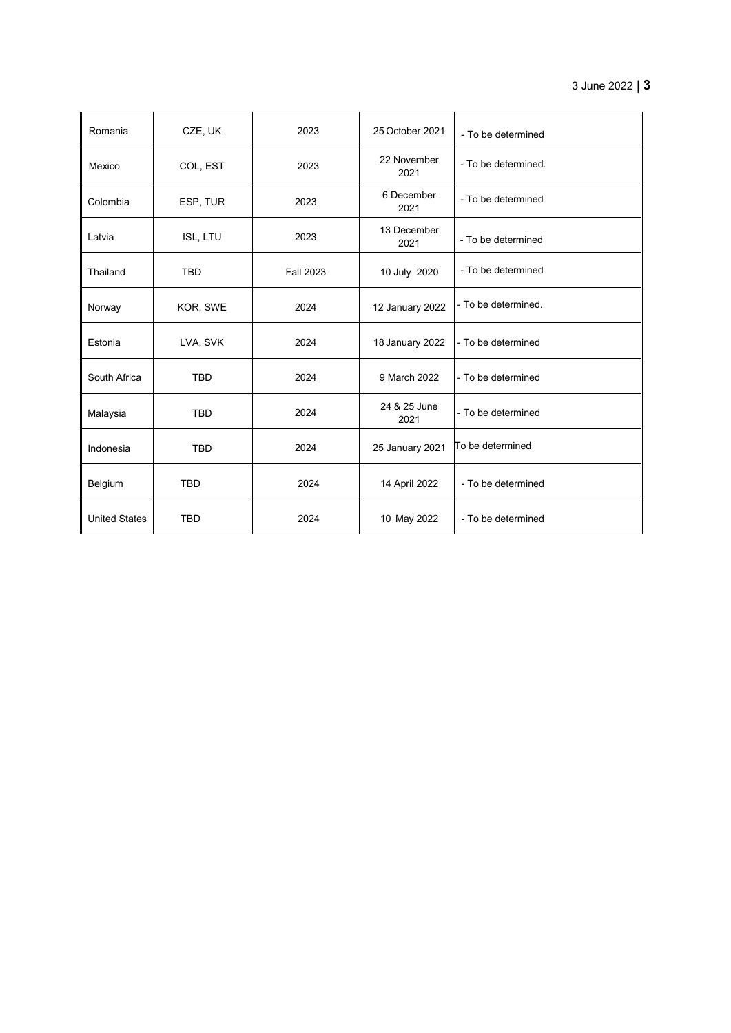| | | | | |
|---|---|---|---|---|
| Romania | CZE, UK | 2023 | 25 October 2021 | - To be determined |
| Mexico | COL, EST | 2023 | 22 November 2021 | - To be determined. |
| Colombia | ESP, TUR | 2023 | 6 December 2021 | - To be determined |
| Latvia | ISL, LTU | 2023 | 13 December 2021 | - To be determined |
| Thailand | TBD | Fall 2023 | 10 July 2020 | - To be determined |
| Norway | KOR, SWE | 2024 | 12 January 2022 | - To be determined. |
| Estonia | LVA, SVK | 2024 | 18 January 2022 | - To be determined |
| South Africa | TBD | 2024 | 9 March 2022 | - To be determined |
| Malaysia | TBD | 2024 | 24 & 25 June 2021 | - To be determined |
| Indonesia | TBD | 2024 | 25 January 2021 | To be determined |
| Belgium | TBD | 2024 | 14 April 2022 | - To be determined |
| United States | TBD | 2024 | 10 May 2022 | - To be determined |